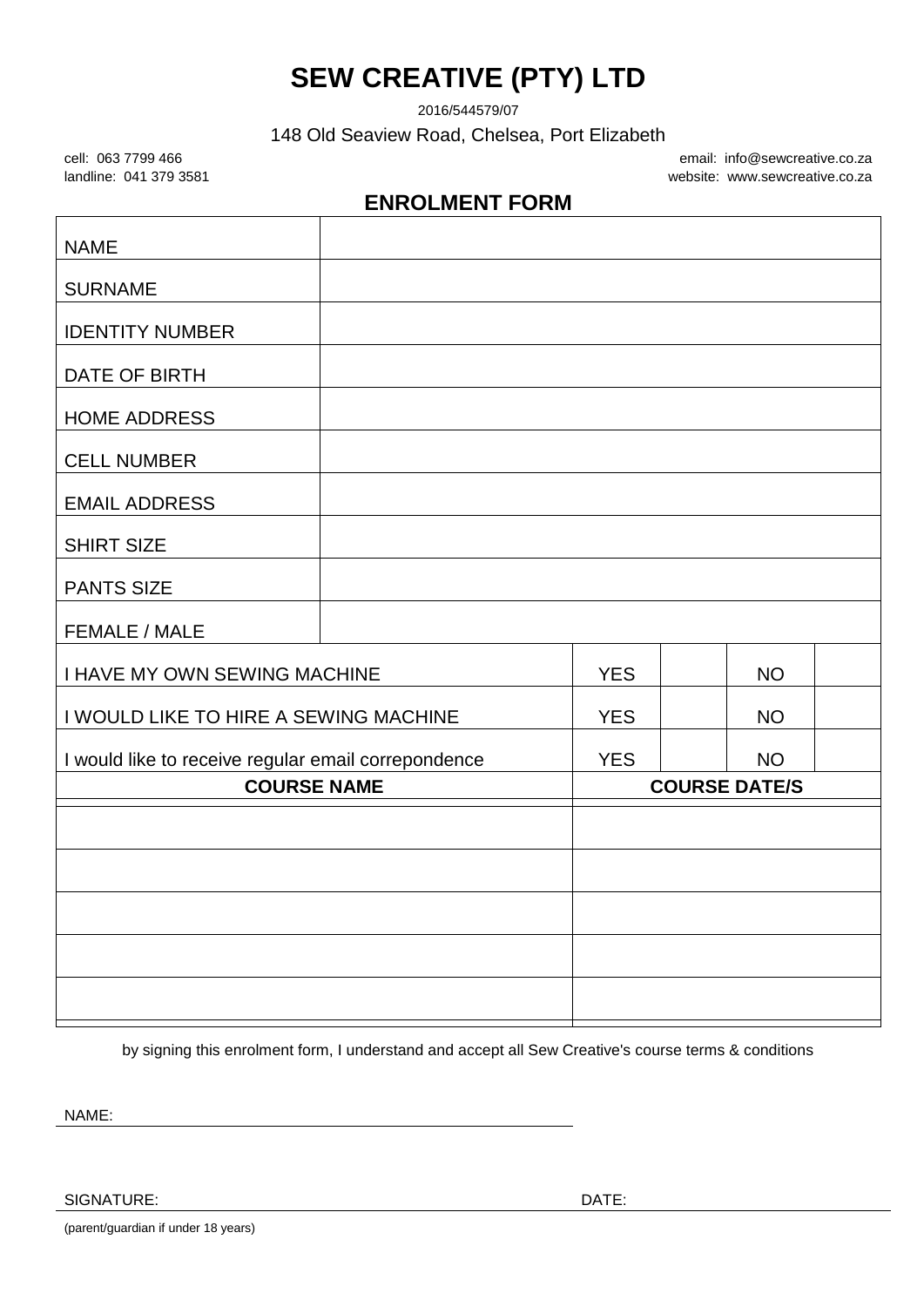# SEW CREATIVE (PTY) LTD

2016/544579/07

148 Old Seaview Road, Chelsea, Port Elizabeth

cell: 063 7799 466
landline: 041 379 3581

email: info@sewcreative.co.za
website: www.sewcreative.co.za

## ENROLMENT FORM

| | |
|---|---|
| NAME | |
| SURNAME | |
| IDENTITY NUMBER | |
| DATE OF BIRTH | |
| HOME ADDRESS | |
| CELL NUMBER | |
| EMAIL ADDRESS | |
| SHIRT SIZE | |
| PANTS SIZE | |
| FEMALE / MALE | |

| | | | | |
|---|---|---|---|---|
| I HAVE MY OWN SEWING MACHINE | YES | | NO | |
| I WOULD LIKE TO HIRE A SEWING MACHINE | YES | | NO | |
| I would like to receive regular email correpondence | YES | | NO | |

| COURSE NAME | COURSE DATE/S |
|---|---|
| | |
| | |
| | |
| | |
| | |

by signing this enrolment form, I understand and accept all Sew Creative's course terms & conditions

NAME: ______________________________

SIGNATURE: ______________________________ DATE: ______________

(parent/guardian if under 18 years)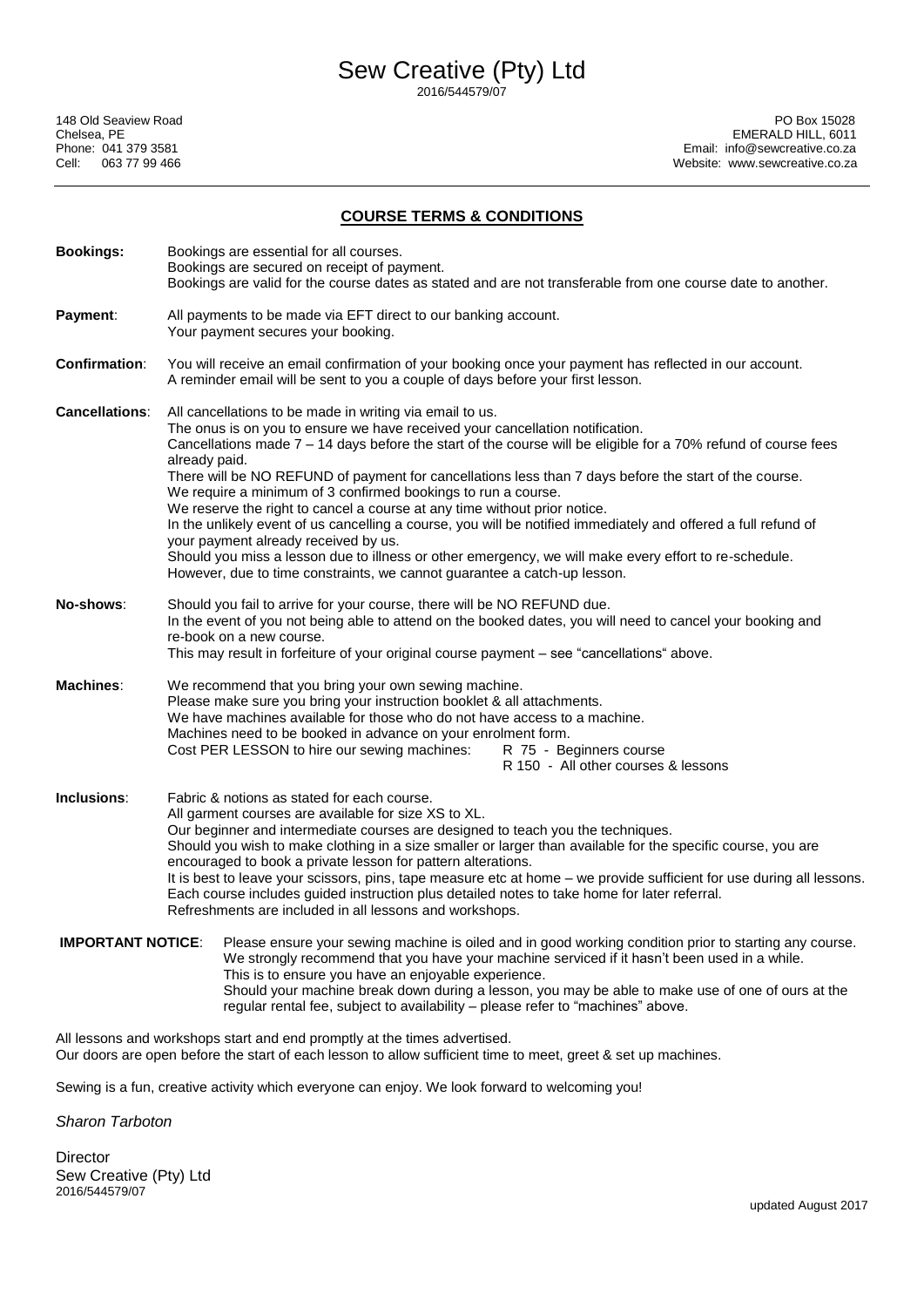# Sew Creative (Pty) Ltd

2016/544579/07

148 Old Seaview Road
Chelsea, PE
Phone: 041 379 3581
Cell: 063 77 99 466

PO Box 15028
EMERALD HILL, 6011
Email: info@sewcreative.co.za
Website: www.sewcreative.co.za

## COURSE TERMS & CONDITIONS

**Bookings:**
Bookings are essential for all courses.
Bookings are secured on receipt of payment.
Bookings are valid for the course dates as stated and are not transferable from one course date to another.

**Payment**:
All payments to be made via EFT direct to our banking account.
Your payment secures your booking.

**Confirmation**:
You will receive an email confirmation of your booking once your payment has reflected in our account.
A reminder email will be sent to you a couple of days before your first lesson.

**Cancellations**:
All cancellations to be made in writing via email to us.
The onus is on you to ensure we have received your cancellation notification.
Cancellations made 7 – 14 days before the start of the course will be eligible for a 70% refund of course fees already paid.
There will be NO REFUND of payment for cancellations less than 7 days before the start of the course.
We require a minimum of 3 confirmed bookings to run a course.
We reserve the right to cancel a course at any time without prior notice.
In the unlikely event of us cancelling a course, you will be notified immediately and offered a full refund of your payment already received by us.
Should you miss a lesson due to illness or other emergency, we will make every effort to re-schedule.
However, due to time constraints, we cannot guarantee a catch-up lesson.

**No-shows**:
Should you fail to arrive for your course, there will be NO REFUND due.
In the event of you not being able to attend on the booked dates, you will need to cancel your booking and re-book on a new course.
This may result in forfeiture of your original course payment – see "cancellations" above.

**Machines**:
We recommend that you bring your own sewing machine.
Please make sure you bring your instruction booklet & all attachments.
We have machines available for those who do not have access to a machine.
Machines need to be booked in advance on your enrolment form.
Cost PER LESSON to hire our sewing machines:
R 75 - Beginners course
R 150 - All other courses & lessons

**Inclusions**:
Fabric & notions as stated for each course.
All garment courses are available for size XS to XL.
Our beginner and intermediate courses are designed to teach you the techniques.
Should you wish to make clothing in a size smaller or larger than available for the specific course, you are encouraged to book a private lesson for pattern alterations.
It is best to leave your scissors, pins, tape measure etc at home – we provide sufficient for use during all lessons.
Each course includes guided instruction plus detailed notes to take home for later referral.
Refreshments are included in all lessons and workshops.

**IMPORTANT NOTICE**:
Please ensure your sewing machine is oiled and in good working condition prior to starting any course.
We strongly recommend that you have your machine serviced if it hasn't been used in a while.
This is to ensure you have an enjoyable experience.
Should your machine break down during a lesson, you may be able to make use of one of ours at the regular rental fee, subject to availability – please refer to "machines" above.

All lessons and workshops start and end promptly at the times advertised.
Our doors are open before the start of each lesson to allow sufficient time to meet, greet & set up machines.

Sewing is a fun, creative activity which everyone can enjoy. We look forward to welcoming you!

*Sharon Tarboton*

Director
Sew Creative (Pty) Ltd
2016/544579/07

updated August 2017